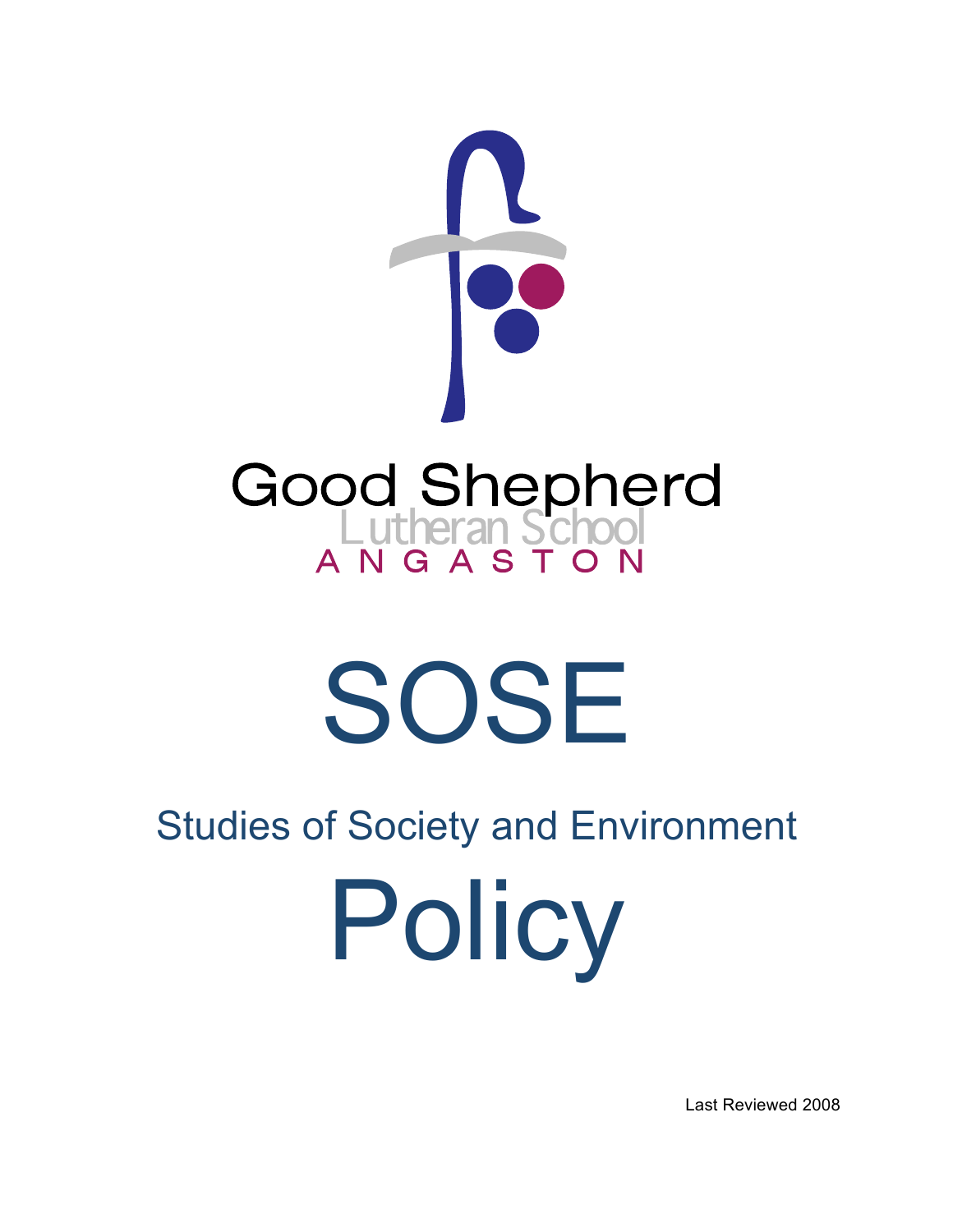Good Shepherd
Lutheran School
ANGASTON

# SOSE

## Studies of Society and Environment

# Policy

Last Reviewed 2008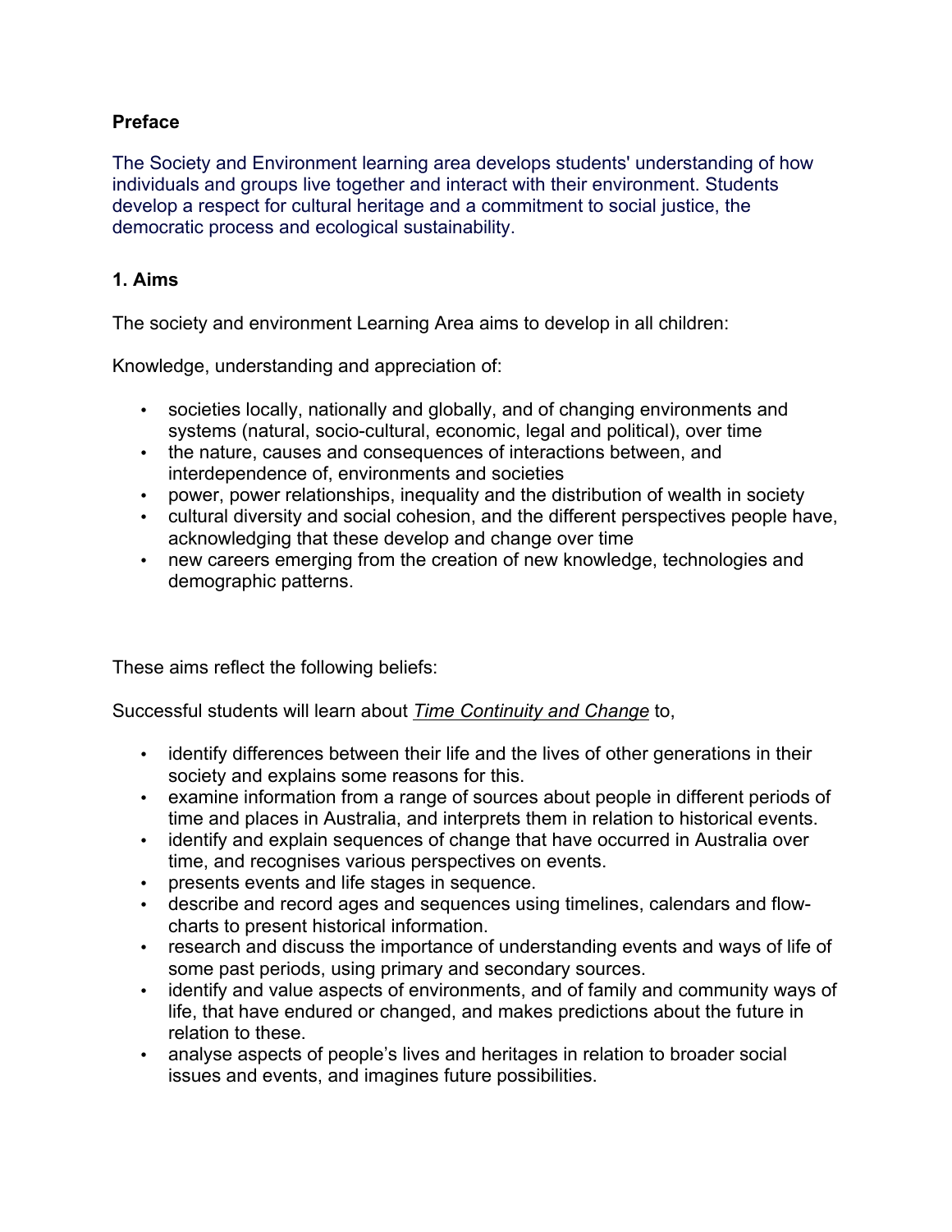**Preface**

The Society and Environment learning area develops students' understanding of how individuals and groups live together and interact with their environment. Students develop a respect for cultural heritage and a commitment to social justice, the democratic process and ecological sustainability.

**1. Aims**

The society and environment Learning Area aims to develop in all children:

Knowledge, understanding and appreciation of:

- societies locally, nationally and globally, and of changing environments and systems (natural, socio-cultural, economic, legal and political), over time
- the nature, causes and consequences of interactions between, and interdependence of, environments and societies
- power, power relationships, inequality and the distribution of wealth in society
- cultural diversity and social cohesion, and the different perspectives people have, acknowledging that these develop and change over time
- new careers emerging from the creation of new knowledge, technologies and demographic patterns.

These aims reflect the following beliefs:

Successful students will learn about <u>*Time Continuity and Change*</u> to,

- identify differences between their life and the lives of other generations in their society and explains some reasons for this.
- examine information from a range of sources about people in different periods of time and places in Australia, and interprets them in relation to historical events.
- identify and explain sequences of change that have occurred in Australia over time, and recognises various perspectives on events.
- presents events and life stages in sequence.
- describe and record ages and sequences using timelines, calendars and flow-charts to present historical information.
- research and discuss the importance of understanding events and ways of life of some past periods, using primary and secondary sources.
- identify and value aspects of environments, and of family and community ways of life, that have endured or changed, and makes predictions about the future in relation to these.
- analyse aspects of people's lives and heritages in relation to broader social issues and events, and imagines future possibilities.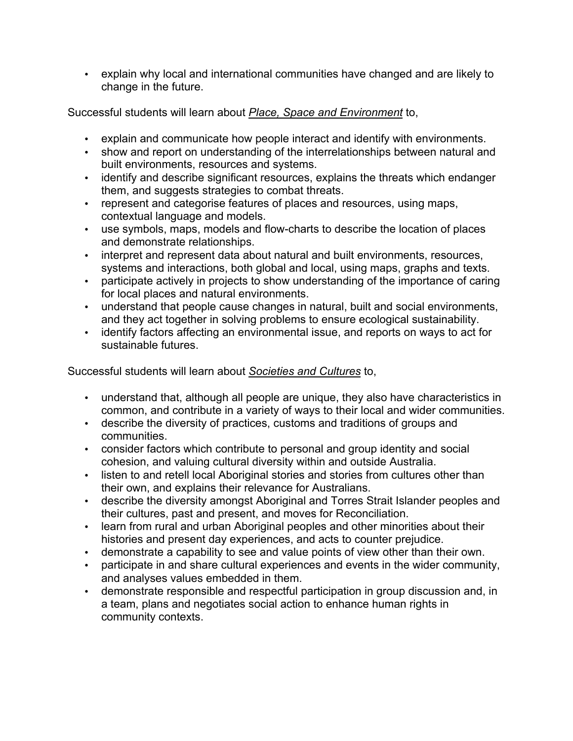- explain why local and international communities have changed and are likely to change in the future.

Successful students will learn about <u>*Place, Space and Environment*</u> to,

- explain and communicate how people interact and identify with environments.
- show and report on understanding of the interrelationships between natural and built environments, resources and systems.
- identify and describe significant resources, explains the threats which endanger them, and suggests strategies to combat threats.
- represent and categorise features of places and resources, using maps, contextual language and models.
- use symbols, maps, models and flow-charts to describe the location of places and demonstrate relationships.
- interpret and represent data about natural and built environments, resources, systems and interactions, both global and local, using maps, graphs and texts.
- participate actively in projects to show understanding of the importance of caring for local places and natural environments.
- understand that people cause changes in natural, built and social environments, and they act together in solving problems to ensure ecological sustainability.
- identify factors affecting an environmental issue, and reports on ways to act for sustainable futures.

Successful students will learn about <u>*Societies and Cultures*</u> to,

- understand that, although all people are unique, they also have characteristics in common, and contribute in a variety of ways to their local and wider communities.
- describe the diversity of practices, customs and traditions of groups and communities.
- consider factors which contribute to personal and group identity and social cohesion, and valuing cultural diversity within and outside Australia.
- listen to and retell local Aboriginal stories and stories from cultures other than their own, and explains their relevance for Australians.
- describe the diversity amongst Aboriginal and Torres Strait Islander peoples and their cultures, past and present, and moves for Reconciliation.
- learn from rural and urban Aboriginal peoples and other minorities about their histories and present day experiences, and acts to counter prejudice.
- demonstrate a capability to see and value points of view other than their own.
- participate in and share cultural experiences and events in the wider community, and analyses values embedded in them.
- demonstrate responsible and respectful participation in group discussion and, in a team, plans and negotiates social action to enhance human rights in community contexts.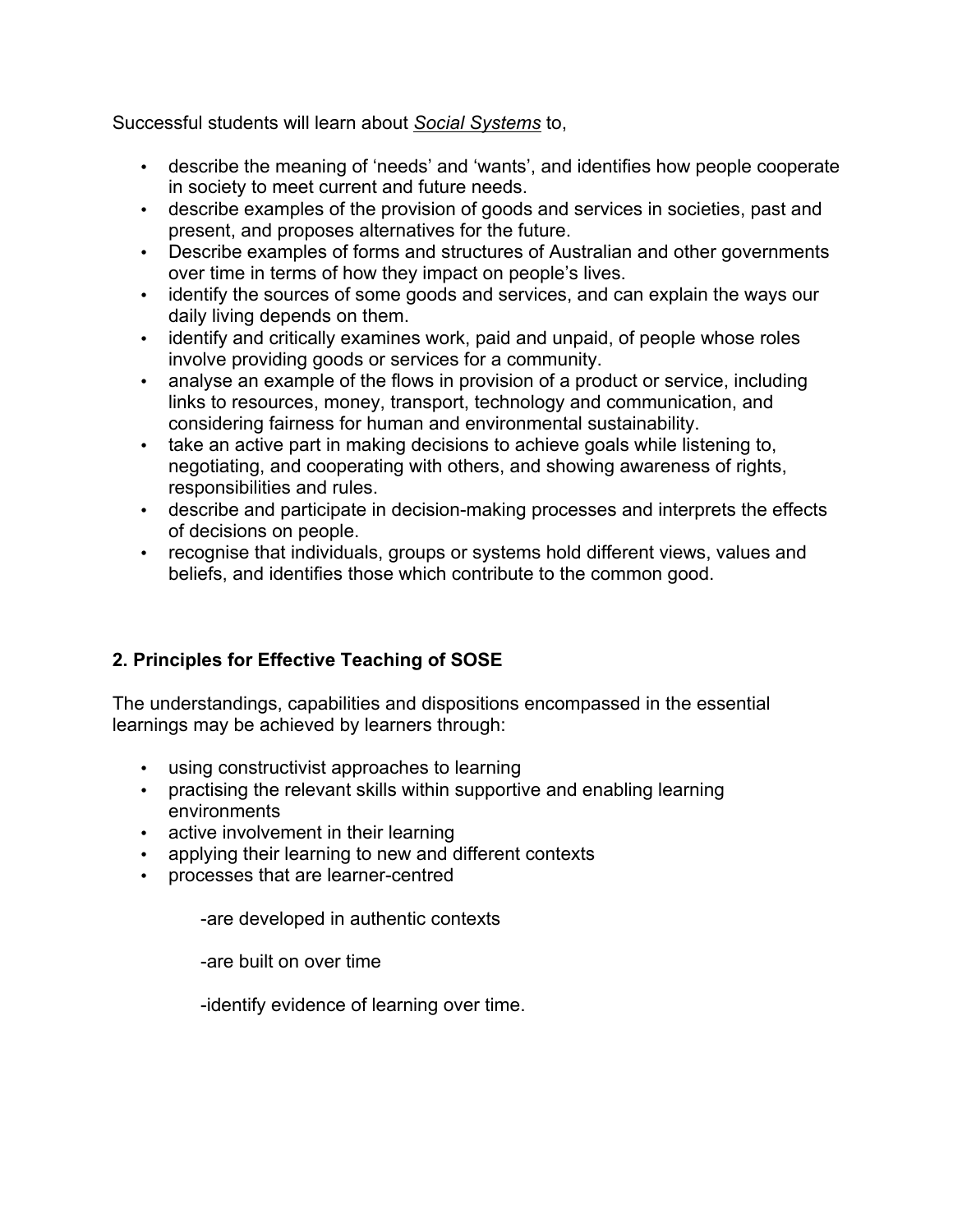Successful students will learn about *<u>Social Systems</u>* to,

- describe the meaning of 'needs' and 'wants', and identifies how people cooperate in society to meet current and future needs.
- describe examples of the provision of goods and services in societies, past and present, and proposes alternatives for the future.
- Describe examples of forms and structures of Australian and other governments over time in terms of how they impact on people's lives.
- identify the sources of some goods and services, and can explain the ways our daily living depends on them.
- identify and critically examines work, paid and unpaid, of people whose roles involve providing goods or services for a community.
- analyse an example of the flows in provision of a product or service, including links to resources, money, transport, technology and communication, and considering fairness for human and environmental sustainability.
- take an active part in making decisions to achieve goals while listening to, negotiating, and cooperating with others, and showing awareness of rights, responsibilities and rules.
- describe and participate in decision-making processes and interprets the effects of decisions on people.
- recognise that individuals, groups or systems hold different views, values and beliefs, and identifies those which contribute to the common good.

## 2. Principles for Effective Teaching of SOSE

The understandings, capabilities and dispositions encompassed in the essential learnings may be achieved by learners through:

- using constructivist approaches to learning
- practising the relevant skills within supportive and enabling learning environments
- active involvement in their learning
- applying their learning to new and different contexts
- processes that are learner-centred

    -are developed in authentic contexts

    -are built on over time

    -identify evidence of learning over time.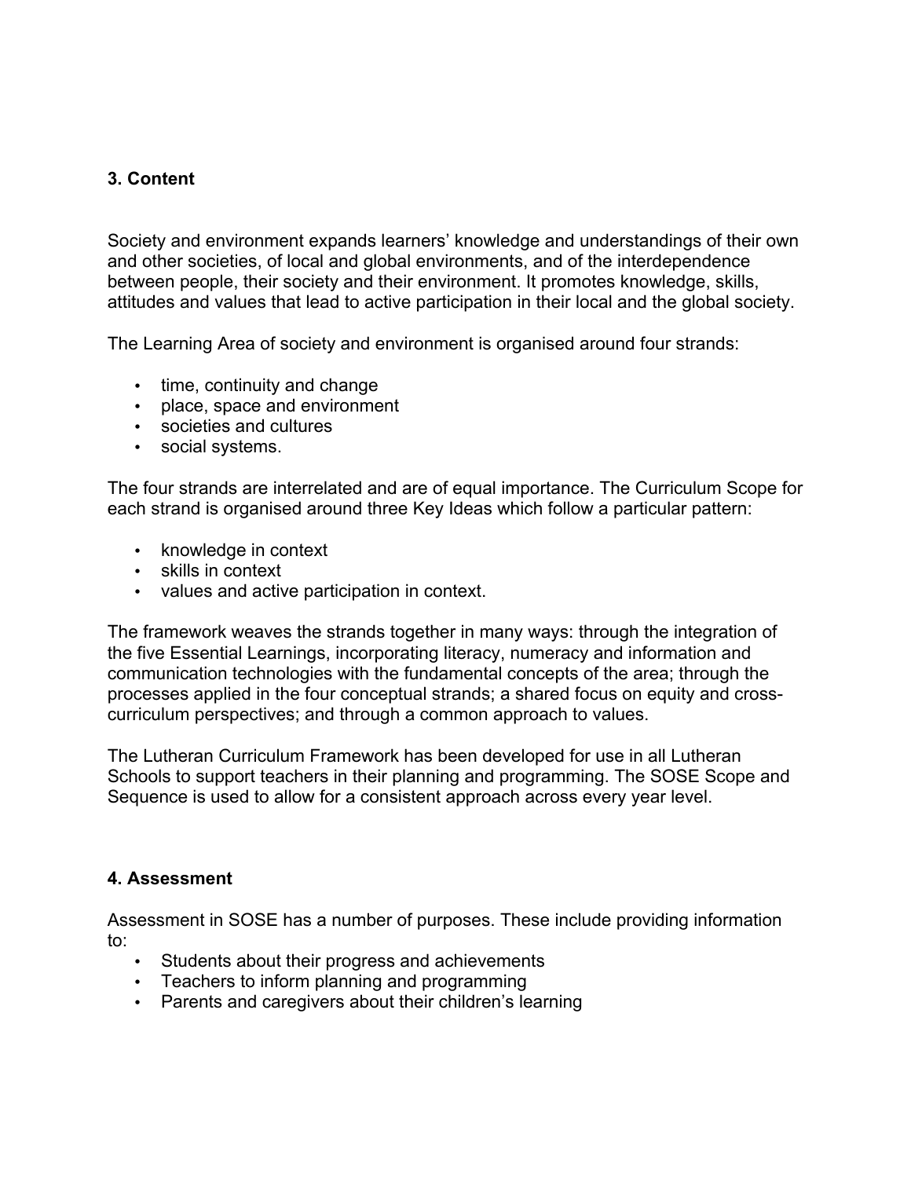## 3. Content

Society and environment expands learners' knowledge and understandings of their own and other societies, of local and global environments, and of the interdependence between people, their society and their environment. It promotes knowledge, skills, attitudes and values that lead to active participation in their local and the global society.

The Learning Area of society and environment is organised around four strands:

- time, continuity and change
- place, space and environment
- societies and cultures
- social systems.

The four strands are interrelated and are of equal importance. The Curriculum Scope for each strand is organised around three Key Ideas which follow a particular pattern:

- knowledge in context
- skills in context
- values and active participation in context.

The framework weaves the strands together in many ways: through the integration of the five Essential Learnings, incorporating literacy, numeracy and information and communication technologies with the fundamental concepts of the area; through the processes applied in the four conceptual strands; a shared focus on equity and cross-curriculum perspectives; and through a common approach to values.

The Lutheran Curriculum Framework has been developed for use in all Lutheran Schools to support teachers in their planning and programming. The SOSE Scope and Sequence is used to allow for a consistent approach across every year level.

## 4. Assessment

Assessment in SOSE has a number of purposes. These include providing information to:

- Students about their progress and achievements
- Teachers to inform planning and programming
- Parents and caregivers about their children's learning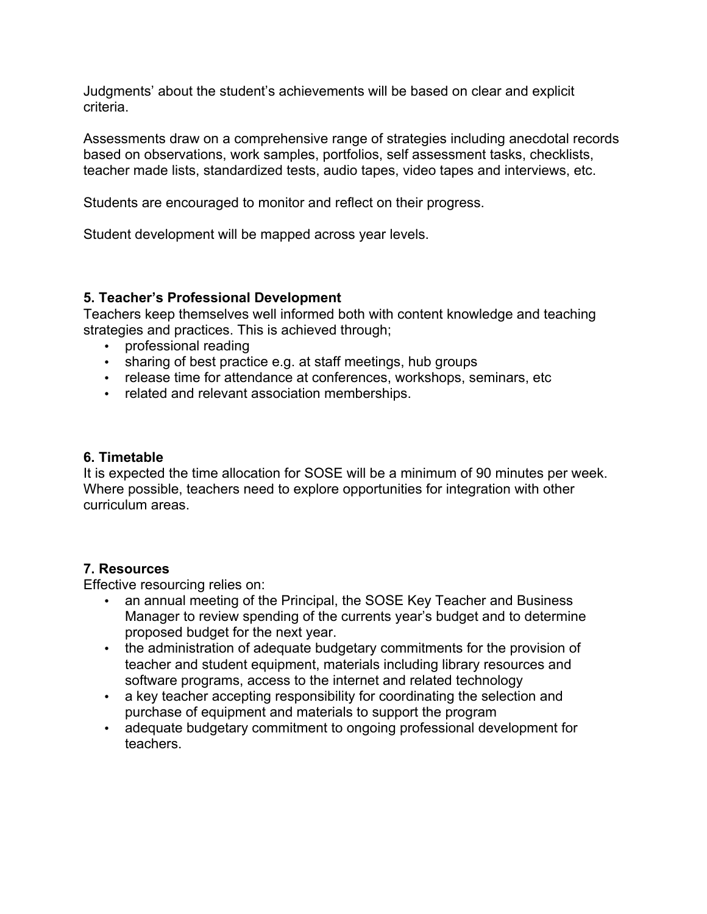Judgments' about the student's achievements will be based on clear and explicit criteria.

Assessments draw on a comprehensive range of strategies including anecdotal records based on observations, work samples, portfolios, self assessment tasks, checklists, teacher made lists, standardized tests, audio tapes, video tapes and interviews, etc.

Students are encouraged to monitor and reflect on their progress.

Student development will be mapped across year levels.

### 5. Teacher's Professional Development

Teachers keep themselves well informed both with content knowledge and teaching strategies and practices. This is achieved through;

- professional reading
- sharing of best practice e.g. at staff meetings, hub groups
- release time for attendance at conferences, workshops, seminars, etc
- related and relevant association memberships.

### 6. Timetable

It is expected the time allocation for SOSE will be a minimum of 90 minutes per week. Where possible, teachers need to explore opportunities for integration with other curriculum areas.

### 7. Resources

Effective resourcing relies on:

- an annual meeting of the Principal, the SOSE Key Teacher and Business Manager to review spending of the currents year's budget and to determine proposed budget for the next year.
- the administration of adequate budgetary commitments for the provision of teacher and student equipment, materials including library resources and software programs, access to the internet and related technology
- a key teacher accepting responsibility for coordinating the selection and purchase of equipment and materials to support the program
- adequate budgetary commitment to ongoing professional development for teachers.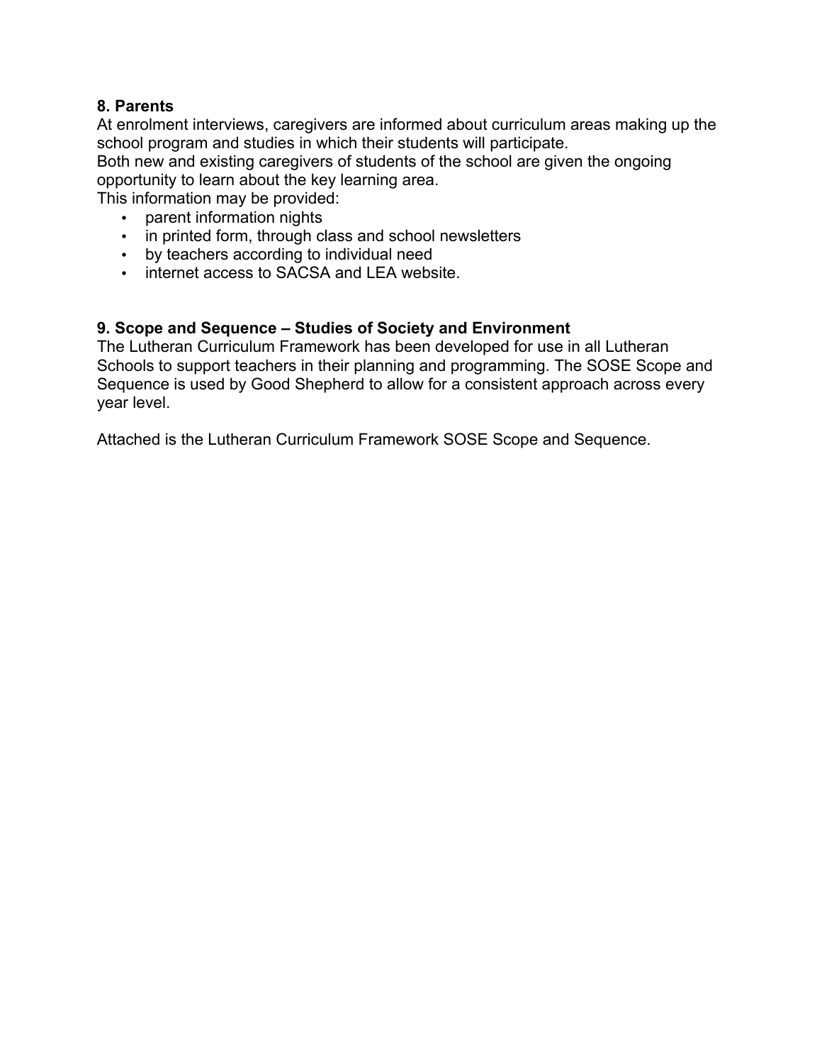**8. Parents**

At enrolment interviews, caregivers are informed about curriculum areas making up the school program and studies in which their students will participate.

Both new and existing caregivers of students of the school are given the ongoing opportunity to learn about the key learning area.

This information may be provided:

- parent information nights
- in printed form, through class and school newsletters
- by teachers according to individual need
- internet access to SACSA and LEA website.

**9. Scope and Sequence – Studies of Society and Environment**

The Lutheran Curriculum Framework has been developed for use in all Lutheran Schools to support teachers in their planning and programming. The SOSE Scope and Sequence is used by Good Shepherd to allow for a consistent approach across every year level.

Attached is the Lutheran Curriculum Framework SOSE Scope and Sequence.